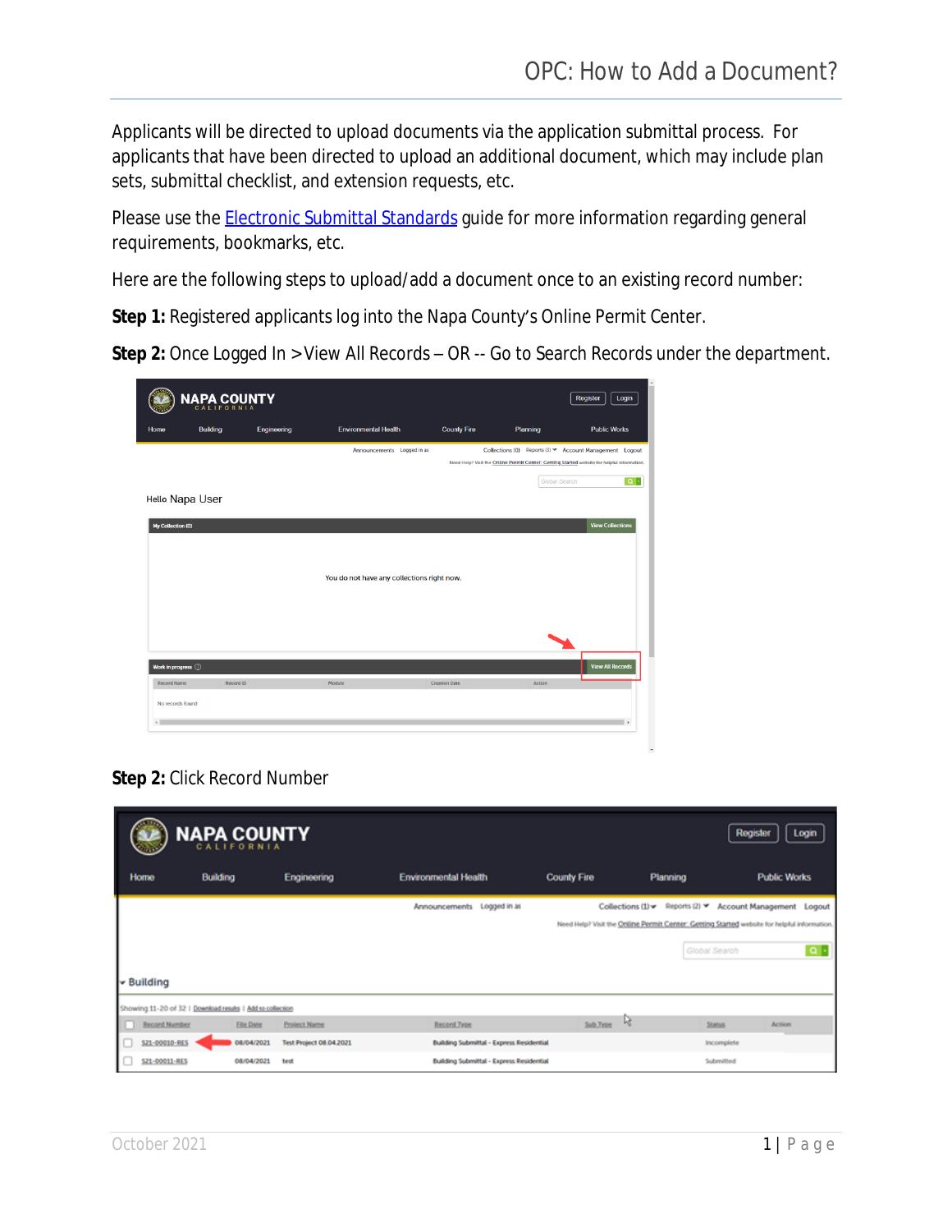# OPC: How to Add a Document?

Applicants will be directed to upload documents via the application submittal process. For applicants that have been directed to upload an additional document, which may include plan sets, submittal checklist, and extension requests, etc.

Please use the [Electronic Submittal Standards]() guide for more information regarding general requirements, bookmarks, etc.

Here are the following steps to upload/add a document once to an existing record number:

**Step 1:** Registered applicants log into the Napa County's Online Permit Center.

**Step 2:** Once Logged In > View All Records – OR -- Go to Search Records under the department.

**Step 2:** Click Record Number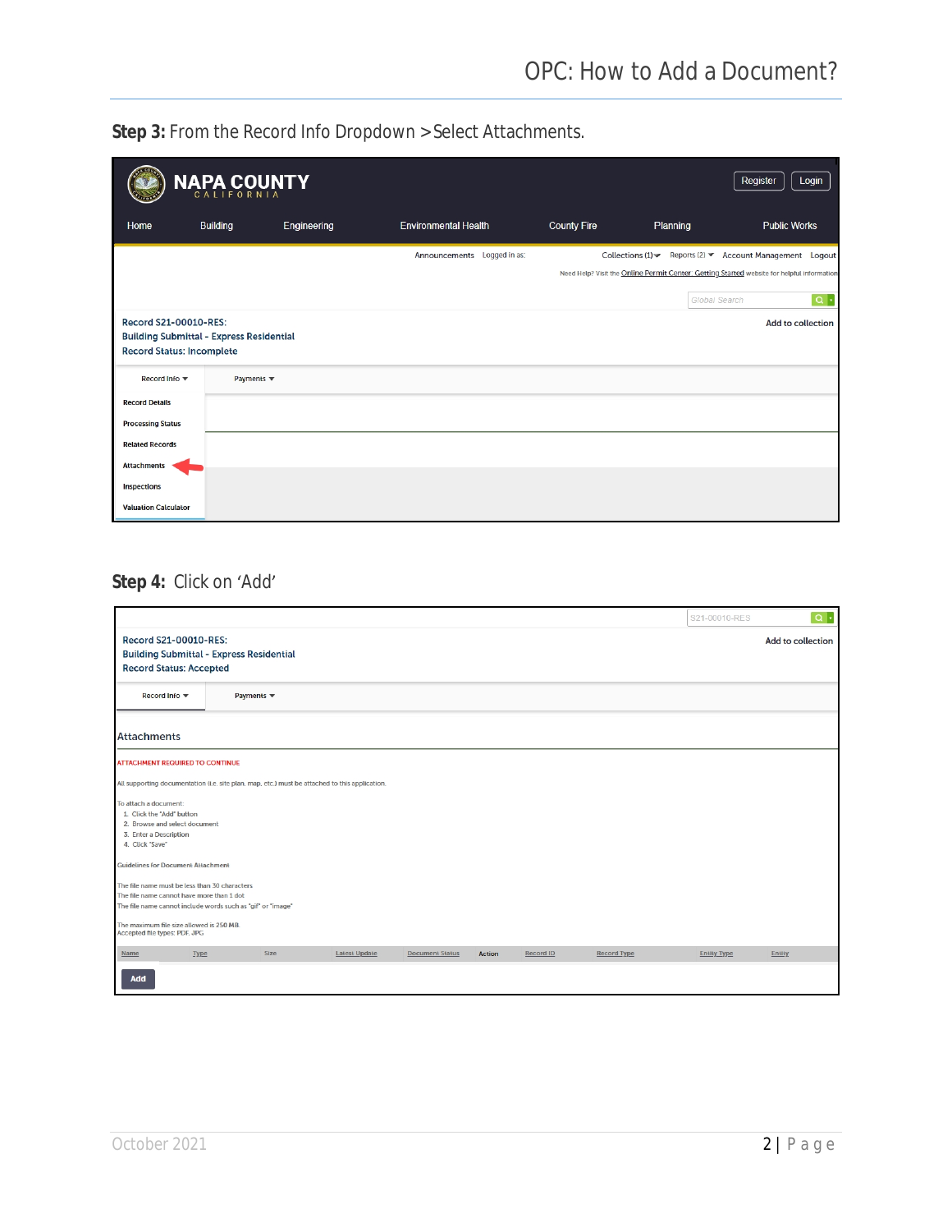**Step 3:** From the Record Info Dropdown > Select Attachments.

NAPA COUNTY
CALIFORNIA

Register Login

Home Building Engineering Environmental Health County Fire Planning Public Works

Announcements Logged in as: Collections (1) Reports (2) Account Management Logout

Need Help? Visit the Online Permit Center: Getting Started website for helpful information

Global Search

Record S21-00010-RES:
Building Submittal - Express Residential
Record Status: Incomplete

Add to collection

Record Info Payments

Record Details
Processing Status
Related Records
Attachments
Inspections
Valuation Calculator

**Step 4:** Click on 'Add'

S21-00010-RES

Record S21-00010-RES:
Building Submittal - Express Residential
Record Status: Accepted

Add to collection

Record Info Payments

Attachments

ATTACHMENT REQUIRED TO CONTINUE

All supporting documentation (i.e. site plan, map, etc.) must be attached to this application.

To attach a document:

1. Click the "Add" button
2. Browse and select document
3. Enter a Description
4. Click "Save"

Guidelines for Document Attachment

The file name must be less than 30 characters
The file name cannot have more than 1 dot
The file name cannot include words such as "gif" or "image"

The maximum file size allowed is 250 MB.
Accepted file types: PDF, JPG

| Name | Type | Size | Latest Update | Document Status | Action | Record ID | Record Type | Entity Type | Entity |
|---|---|---|---|---|---|---|---|---|---|

Add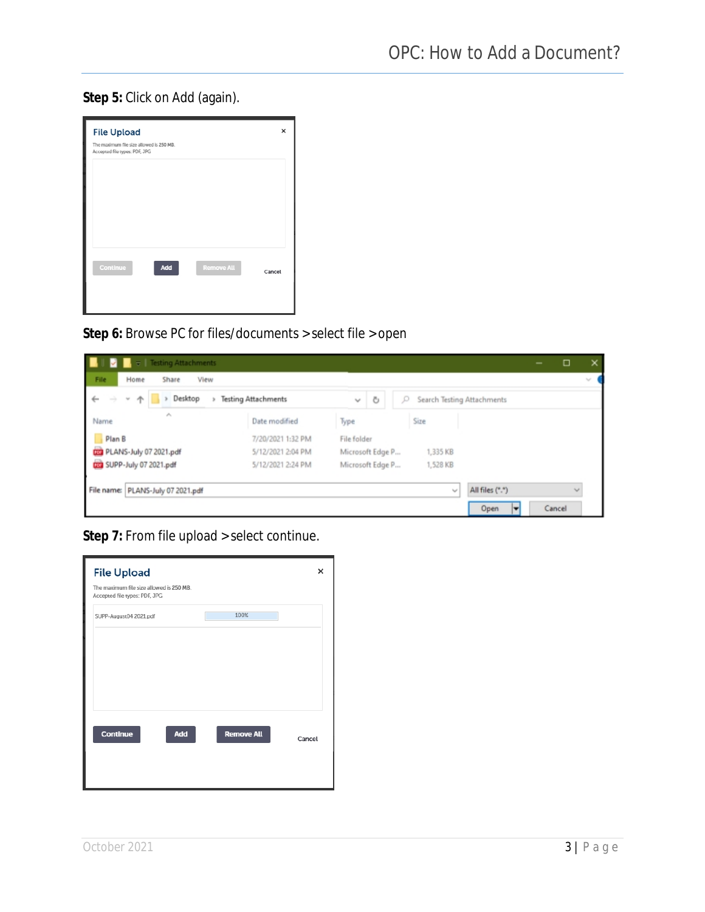**Step 5:** Click on Add (again).

**Step 6:** Browse PC for files/documents > select file > open

**Step 7:** From file upload > select continue.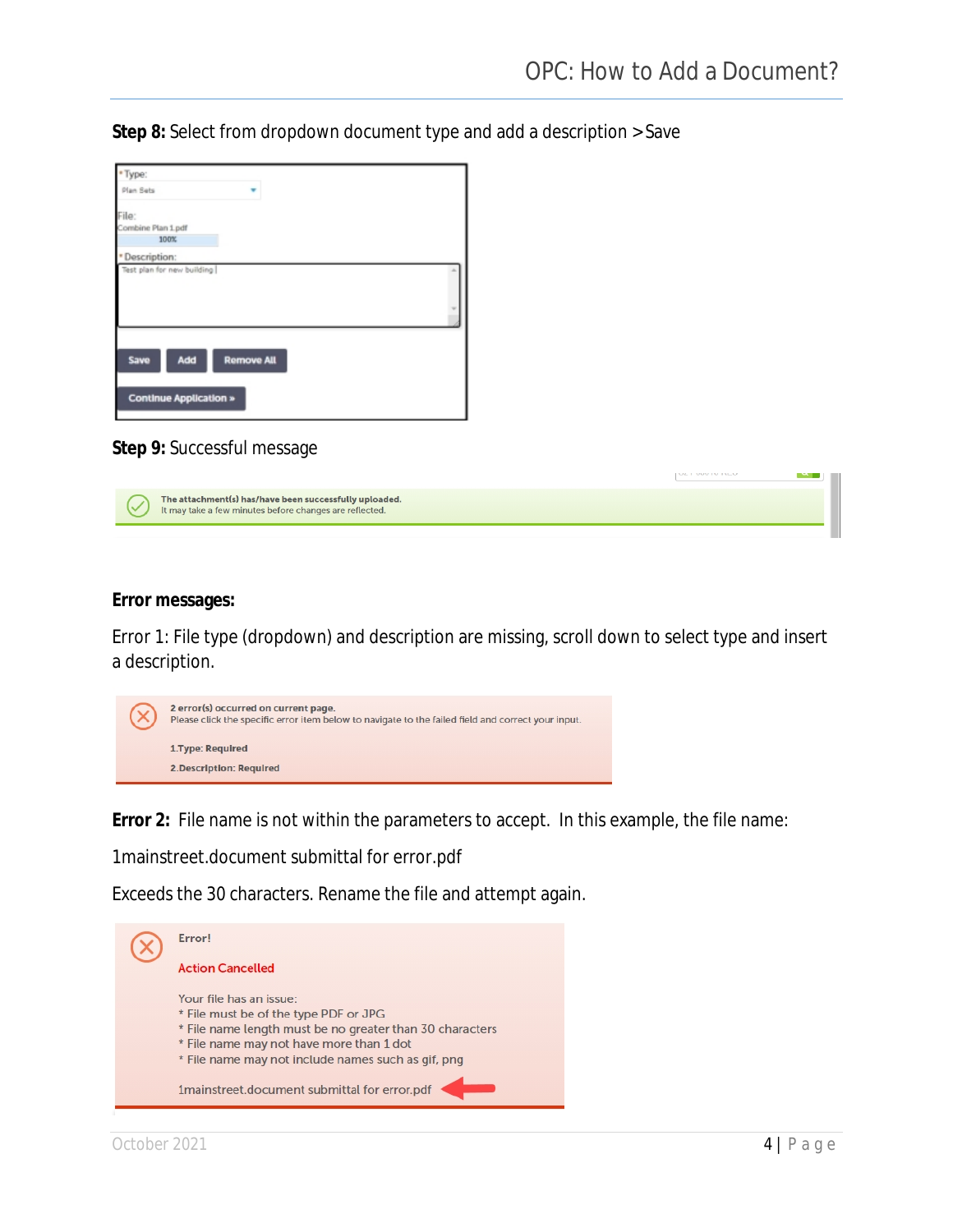**Step 8:** Select from dropdown document type and add a description > Save

**Step 9:** Successful message

**Error messages:**

Error 1: File type (dropdown) and description are missing, scroll down to select type and insert a description.

**Error 2:** File name is not within the parameters to accept. In this example, the file name:

1mainstreet.document submittal for error.pdf

Exceeds the 30 characters. Rename the file and attempt again.